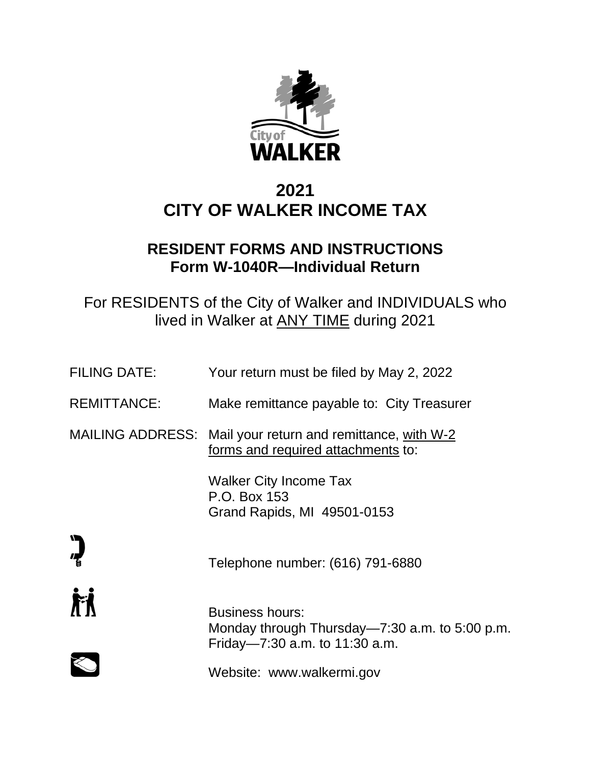City of
WALKER

# 2021
# CITY OF WALKER INCOME TAX

## RESIDENT FORMS AND INSTRUCTIONS
## Form W-1040R—Individual Return

For RESIDENTS of the City of Walker and INDIVIDUALS who lived in Walker at ANY TIME during 2021

FILING DATE: Your return must be filed by May 2, 2022

REMITTANCE: Make remittance payable to: City Treasurer

MAILING ADDRESS: Mail your return and remittance, with W-2 forms and required attachments to:

Walker City Income Tax
P.O. Box 153
Grand Rapids, MI 49501-0153

Telephone number: (616) 791-6880

Business hours:
Monday through Thursday—7:30 a.m. to 5:00 p.m.
Friday—7:30 a.m. to 11:30 a.m.

Website: www.walkermi.gov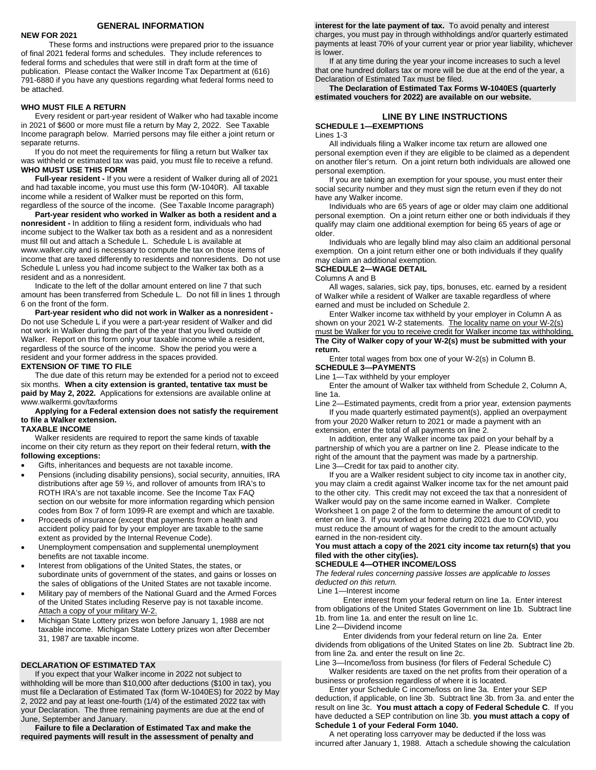## GENERAL INFORMATION

**NEW FOR 2021**

These forms and instructions were prepared prior to the issuance of final 2021 federal forms and schedules. They include references to federal forms and schedules that were still in draft form at the time of publication. Please contact the Walker Income Tax Department at (616) 791-6880 if you have any questions regarding what federal forms need to be attached.

**WHO MUST FILE A RETURN**

Every resident or part-year resident of Walker who had taxable income in 2021 of $600 or more must file a return by May 2, 2022. See Taxable Income paragraph below. Married persons may file either a joint return or separate returns.

If you do not meet the requirements for filing a return but Walker tax was withheld or estimated tax was paid, you must file to receive a refund.

**WHO MUST USE THIS FORM**

**Full-year resident -** If you were a resident of Walker during all of 2021 and had taxable income, you must use this form (W-1040R). All taxable income while a resident of Walker must be reported on this form, regardless of the source of the income. (See Taxable Income paragraph)

**Part-year resident who worked in Walker as both a resident and a nonresident -** In addition to filing a resident form, individuals who had income subject to the Walker tax both as a resident and as a nonresident must fill out and attach a Schedule L. Schedule L is available at www.walker.city and is necessary to compute the tax on those items of income that are taxed differently to residents and nonresidents. Do not use Schedule L unless you had income subject to the Walker tax both as a resident and as a nonresident.

Indicate to the left of the dollar amount entered on line 7 that such amount has been transferred from Schedule L. Do not fill in lines 1 through 6 on the front of the form.

**Part-year resident who did not work in Walker as a nonresident -** Do not use Schedule L if you were a part-year resident of Walker and did not work in Walker during the part of the year that you lived outside of Walker. Report on this form only your taxable income while a resident, regardless of the source of the income. Show the period you were a resident and your former address in the spaces provided.

**EXTENSION OF TIME TO FILE**

The due date of this return may be extended for a period not to exceed six months. **When a city extension is granted, tentative tax must be paid by May 2, 2022.** Applications for extensions are available online at www.walkermi.gov/taxforms

**Applying for a Federal extension does not satisfy the requirement to file a Walker extension.**

**TAXABLE INCOME**

Walker residents are required to report the same kinds of taxable income on their city return as they report on their federal return, **with the following exceptions:**

- Gifts, inheritances and bequests are not taxable income.
- Pensions (including disability pensions), social security, annuities, IRA distributions after age 59 ½, and rollover of amounts from IRA's to ROTH IRA's are not taxable income. See the Income Tax FAQ section on our website for more information regarding which pension codes from Box 7 of form 1099-R are exempt and which are taxable.
- Proceeds of insurance (except that payments from a health and accident policy paid for by your employer are taxable to the same extent as provided by the Internal Revenue Code).
- Unemployment compensation and supplemental unemployment benefits are not taxable income.
- Interest from obligations of the United States, the states, or subordinate units of government of the states, and gains or losses on the sales of obligations of the United States are not taxable income.
- Military pay of members of the National Guard and the Armed Forces of the United States including Reserve pay is not taxable income. Attach a copy of your military W-2.
- Michigan State Lottery prizes won before January 1, 1988 are not taxable income. Michigan State Lottery prizes won after December 31, 1987 are taxable income.

**DECLARATION OF ESTIMATED TAX**

If you expect that your Walker income in 2022 not subject to withholding will be more than $10,000 after deductions ($100 in tax), you must file a Declaration of Estimated Tax (form W-1040ES) for 2022 by May 2, 2022 and pay at least one-fourth (1/4) of the estimated 2022 tax with your Declaration. The three remaining payments are due at the end of June, September and January.

**Failure to file a Declaration of Estimated Tax and make the required payments will result in the assessment of penalty and interest for the late payment of tax.** To avoid penalty and interest charges, you must pay in through withholdings and/or quarterly estimated payments at least 70% of your current year or prior year liability, whichever is lower.

If at any time during the year your income increases to such a level that one hundred dollars tax or more will be due at the end of the year, a Declaration of Estimated Tax must be filed.

**The Declaration of Estimated Tax Forms W-1040ES (quarterly estimated vouchers for 2022) are available on our website.**

## LINE BY LINE INSTRUCTIONS

**SCHEDULE 1—EXEMPTIONS**

Lines 1-3

All individuals filing a Walker income tax return are allowed one personal exemption even if they are eligible to be claimed as a dependent on another filer's return. On a joint return both individuals are allowed one personal exemption.

If you are taking an exemption for your spouse, you must enter their social security number and they must sign the return even if they do not have any Walker income.

Individuals who are 65 years of age or older may claim one additional personal exemption. On a joint return either one or both individuals if they qualify may claim one additional exemption for being 65 years of age or older.

Individuals who are legally blind may also claim an additional personal exemption. On a joint return either one or both individuals if they qualify may claim an additional exemption.

**SCHEDULE 2—WAGE DETAIL**

Columns A and B

All wages, salaries, sick pay, tips, bonuses, etc. earned by a resident of Walker while a resident of Walker are taxable regardless of where earned and must be included on Schedule 2.

Enter Walker income tax withheld by your employer in Column A as shown on your 2021 W-2 statements. The locality name on your W-2(s) must be Walker for you to receive credit for Walker income tax withholding. **The City of Walker copy of your W-2(s) must be submitted with your return.**

Enter total wages from box one of your W-2(s) in Column B.

**SCHEDULE 3—PAYMENTS**

Line 1—Tax withheld by your employer

Enter the amount of Walker tax withheld from Schedule 2, Column A, line 1a.

Line 2—Estimated payments, credit from a prior year, extension payments

If you made quarterly estimated payment(s), applied an overpayment from your 2020 Walker return to 2021 or made a payment with an extension, enter the total of all payments on line 2.

In addition, enter any Walker income tax paid on your behalf by a partnership of which you are a partner on line 2. Please indicate to the right of the amount that the payment was made by a partnership.

Line 3—Credit for tax paid to another city.

If you are a Walker resident subject to city income tax in another city, you may claim a credit against Walker income tax for the net amount paid to the other city. This credit may not exceed the tax that a nonresident of Walker would pay on the same income earned in Walker. Complete Worksheet 1 on page 2 of the form to determine the amount of credit to enter on line 3. If you worked at home during 2021 due to COVID, you must reduce the amount of wages for the credit to the amount actually earned in the non-resident city.

**You must attach a copy of the 2021 city income tax return(s) that you filed with the other city(ies).**

**SCHEDULE 4—OTHER INCOME/LOSS**

*The federal rules concerning passive losses are applicable to losses deducted on this return.*

Line 1—Interest income

Enter interest from your federal return on line 1a. Enter interest from obligations of the United States Government on line 1b. Subtract line 1b. from line 1a. and enter the result on line 1c.

Line 2—Dividend income

Enter dividends from your federal return on line 2a. Enter dividends from obligations of the United States on line 2b. Subtract line 2b. from line 2a. and enter the result on line 2c.

Line 3—Income/loss from business (for filers of Federal Schedule C)

Walker residents are taxed on the net profits from their operation of a business or profession regardless of where it is located.

Enter your Schedule C income/loss on line 3a. Enter your SEP deduction, if applicable, on line 3b. Subtract line 3b. from 3a. and enter the result on line 3c. **You must attach a copy of Federal Schedule C**. If you have deducted a SEP contribution on line 3b. **you must attach a copy of Schedule 1 of your Federal Form 1040.**

A net operating loss carryover may be deducted if the loss was incurred after January 1, 1988. Attach a schedule showing the calculation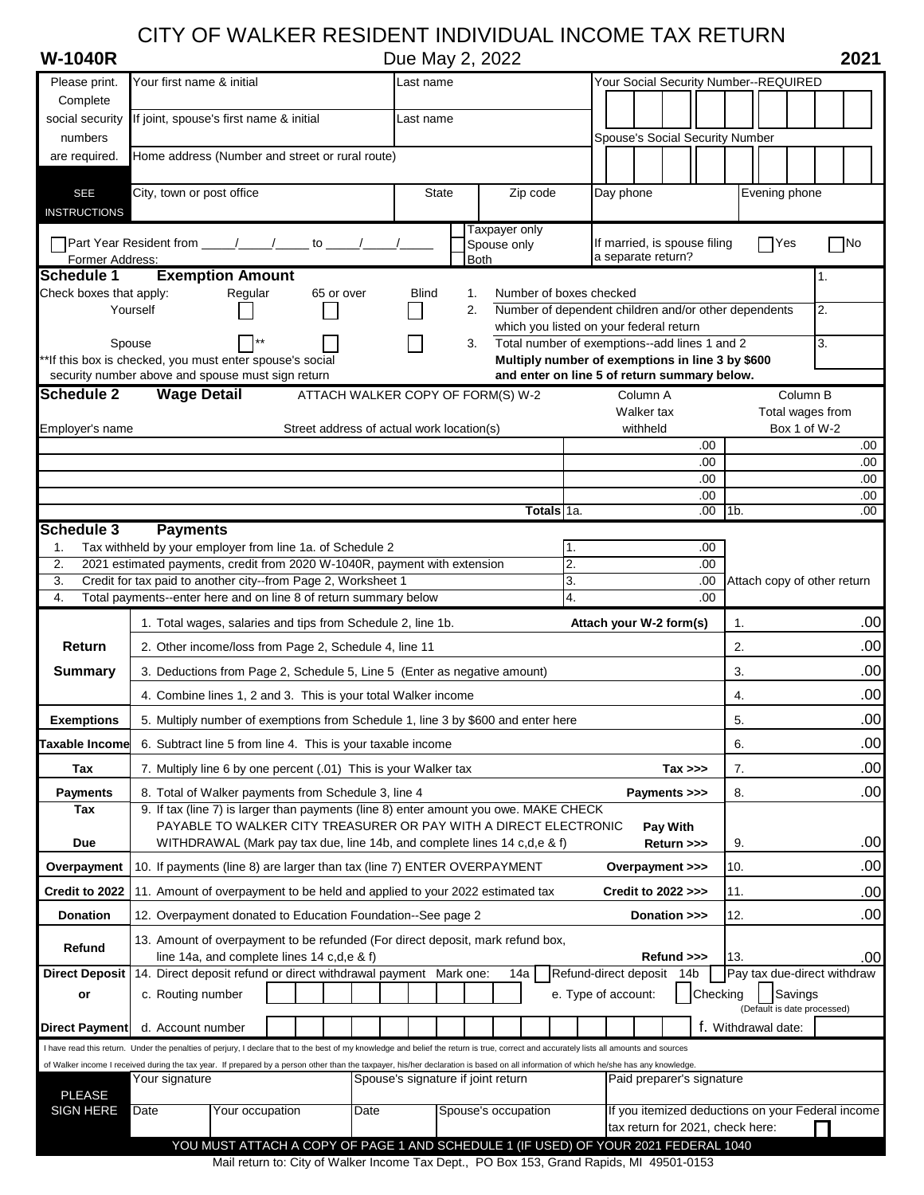# CITY OF WALKER RESIDENT INDIVIDUAL INCOME TAX RETURN

**W-1040R** Due May 2, 2022 **2021**

| Please print. Complete social security numbers are required. | Your first name & initial | Last name | Your Social Security Number--REQUIRED |
|---|---|---|---|
| | If joint, spouse's first name & initial | Last name | Spouse's Social Security Number |
| | Home address (Number and street or rural route) | | |
| SEE INSTRUCTIONS | City, town or post office | State / Zip code | Day phone / Evening phone |

☐ Part Year Resident from \_\_\_\_/\_\_\_\_/\_\_\_\_ to \_\_\_\_/\_\_\_\_/\_\_\_\_ ☐ Taxpayer only ☐ Spouse only ☐ Both

Former Address:

If married, is spouse filing a separate return? ☐ Yes ☐ No

## Schedule 1 Exemption Amount

| Check boxes that apply: | Regular | 65 or over | Blind | | | |
|---|---|---|---|---|---|---|
| Yourself | ☐ | ☐ | ☐ | 1. | Number of boxes checked | 1. |
| | | | | 2. | Number of dependent children and/or other dependents which you listed on your federal return | 2. |
| Spouse | ☐** | ☐ | ☐ | 3. | Total number of exemptions--add lines 1 and 2 | 3. |

**If this box is checked, you must enter spouse's social security number above and spouse must sign return

**Multiply number of exemptions in line 3 by $600 and enter on line 5 of return summary below.**

## Schedule 2 Wage Detail

ATTACH WALKER COPY OF FORM(S) W-2

| Employer's name | Street address of actual work location(s) | Column A Walker tax withheld | Column B Total wages from Box 1 of W-2 |
|---|---|---|---|
| | | .00 | .00 |
| | | .00 | .00 |
| | | .00 | .00 |
| | | .00 | .00 |
| | **Totals** | 1a. .00 | 1b. .00 |

## Schedule 3 Payments

| | | | |
|---|---|---|---|
| 1. | Tax withheld by your employer from line 1a. of Schedule 2 | 1. .00 | |
| 2. | 2021 estimated payments, credit from 2020 W-1040R, payment with extension | 2. .00 | |
| 3. | Credit for tax paid to another city--from Page 2, Worksheet 1 | 3. .00 | Attach copy of other return |
| 4. | Total payments--enter here and on line 8 of return summary below | 4. .00 | |

| | | | |
|---|---|---|---|
| **Return Summary** | 1. Total wages, salaries and tips from Schedule 2, line 1b. **Attach your W-2 form(s)** | 1. | .00 |
| | 2. Other income/loss from Page 2, Schedule 4, line 11 | 2. | .00 |
| | 3. Deductions from Page 2, Schedule 5, Line 5 (Enter as negative amount) | 3. | .00 |
| | 4. Combine lines 1, 2 and 3. This is your total Walker income | 4. | .00 |
| **Exemptions** | 5. Multiply number of exemptions from Schedule 1, line 3 by $600 and enter here | 5. | .00 |
| **Taxable Income** | 6. Subtract line 5 from line 4. This is your taxable income | 6. | .00 |
| **Tax** | 7. Multiply line 6 by one percent (.01) This is your Walker tax **Tax >>>** | 7. | .00 |
| **Payments** | 8. Total of Walker payments from Schedule 3, line 4 **Payments >>>** | 8. | .00 |
| **Tax Due** | 9. If tax (line 7) is larger than payments (line 8) enter amount you owe. MAKE CHECK PAYABLE TO WALKER CITY TREASURER OR PAY WITH A DIRECT ELECTRONIC WITHDRAWAL (Mark pay tax due, line 14b, and complete lines 14 c,d,e & f) **Pay With Return >>>** | 9. | .00 |
| **Overpayment** | 10. If payments (line 8) are larger than tax (line 7) ENTER OVERPAYMENT **Overpayment >>>** | 10. | .00 |
| **Credit to 2022** | 11. Amount of overpayment to be held and applied to your 2022 estimated tax **Credit to 2022 >>>** | 11. | .00 |
| **Donation** | 12. Overpayment donated to Education Foundation--See page 2 **Donation >>>** | 12. | .00 |
| **Refund** | 13. Amount of overpayment to be refunded (For direct deposit, mark refund box, line 14a, and complete lines 14 c,d,e & f) **Refund >>>** | 13. | .00 |

**Direct Deposit or Direct Payment**

14. Direct deposit refund or direct withdrawal payment Mark one: 14a ☐ Refund-direct deposit 14b ☐ Pay tax due-direct withdraw

c. Routing number ☐☐☐☐☐☐☐☐☐ e. Type of account: ☐ Checking ☐ Savings (Default is date processed)

d. Account number ☐☐☐☐☐☐☐☐☐☐☐☐☐☐☐☐☐ f. Withdrawal date:

I have read this return. Under the penalties of perjury, I declare that to the best of my knowledge and belief the return is true, correct and accurately lists all amounts and sources of Walker income I received during the tax year. If prepared by a person other than the taxpayer, his/her declaration is based on all information of which he/she has any knowledge.

| PLEASE SIGN HERE | Your signature | | Spouse's signature if joint return | | Paid preparer's signature |
|---|---|---|---|---|---|
| | Date | Your occupation | Date | Spouse's occupation | If you itemized deductions on your Federal income tax return for 2021, check here: ☐ |

**YOU MUST ATTACH A COPY OF PAGE 1 AND SCHEDULE 1 (IF USED) OF YOUR 2021 FEDERAL 1040**

Mail return to: City of Walker Income Tax Dept., PO Box 153, Grand Rapids, MI 49501-0153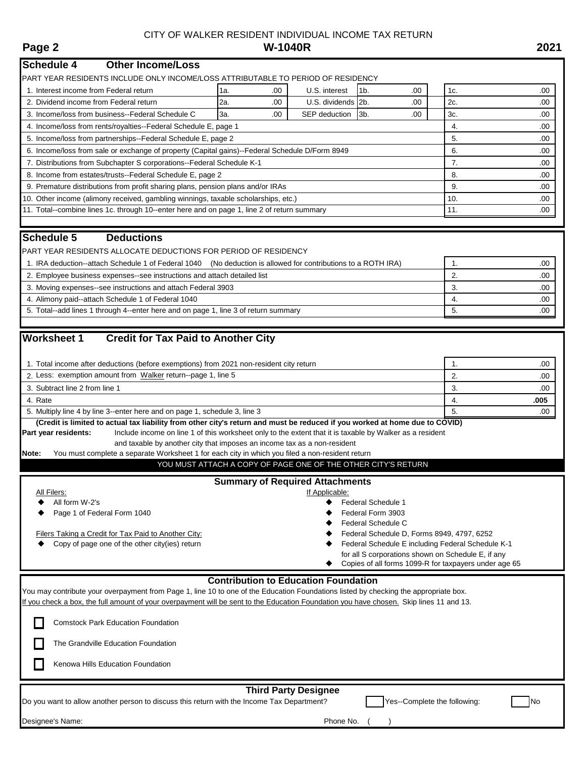CITY OF WALKER RESIDENT INDIVIDUAL INCOME TAX RETURN

**Page 2** **W-1040R** **2021**

## Schedule 4 Other Income/Loss

PART YEAR RESIDENTS INCLUDE ONLY INCOME/LOSS ATTRIBUTABLE TO PERIOD OF RESIDENCY

| | | | | | | |
|---|---|---|---|---|---|---|
| 1. Interest income from Federal return | 1a. .00 | U.S. interest | 1b. .00 | 1c. | .00 |
| 2. Dividend income from Federal return | 2a. .00 | U.S. dividends | 2b. .00 | 2c. | .00 |
| 3. Income/loss from business--Federal Schedule C | 3a. .00 | SEP deduction | 3b. .00 | 3c. | .00 |
| 4. Income/loss from rents/royalties--Federal Schedule E, page 1 | | | | 4. | .00 |
| 5. Income/loss from partnerships--Federal Schedule E, page 2 | | | | 5. | .00 |
| 6. Income/loss from sale or exchange of property (Capital gains)--Federal Schedule D/Form 8949 | | | | 6. | .00 |
| 7. Distributions from Subchapter S corporations--Federal Schedule K-1 | | | | 7. | .00 |
| 8. Income from estates/trusts--Federal Schedule E, page 2 | | | | 8. | .00 |
| 9. Premature distributions from profit sharing plans, pension plans and/or IRAs | | | | 9. | .00 |
| 10. Other income (alimony received, gambling winnings, taxable scholarships, etc.) | | | | 10. | .00 |
| 11. Total--combine lines 1c. through 10--enter here and on page 1, line 2 of return summary | | | | 11. | .00 |

## Schedule 5 Deductions

PART YEAR RESIDENTS ALLOCATE DEDUCTIONS FOR PERIOD OF RESIDENCY

| | | |
|---|---|---|
| 1. IRA deduction--attach Schedule 1 of Federal 1040 (No deduction is allowed for contributions to a ROTH IRA) | 1. | .00 |
| 2. Employee business expenses--see instructions and attach detailed list | 2. | .00 |
| 3. Moving expenses--see instructions and attach Federal 3903 | 3. | .00 |
| 4. Alimony paid--attach Schedule 1 of Federal 1040 | 4. | .00 |
| 5. Total--add lines 1 through 4--enter here and on page 1, line 3 of return summary | 5. | .00 |

## Worksheet 1 Credit for Tax Paid to Another City

| | | |
|---|---|---|
| 1. Total income after deductions (before exemptions) from 2021 non-resident city return | 1. | .00 |
| 2. Less: exemption amount from Walker return--page 1, line 5 | 2. | .00 |
| 3. Subtract line 2 from line 1 | 3. | .00 |
| 4. Rate | 4. | **.005** |
| 5. Multiply line 4 by line 3--enter here and on page 1, schedule 3, line 3 | 5. | .00 |

**(Credit is limited to actual tax liability from other city's return and must be reduced if you worked at home due to COVID)**

**Part year residents:** Include income on line 1 of this worksheet only to the extent that it is taxable by Walker as a resident and taxable by another city that imposes an income tax as a non-resident

**Note:** You must complete a separate Worksheet 1 for each city in which you filed a non-resident return

YOU MUST ATTACH A COPY OF PAGE ONE OF THE OTHER CITY'S RETURN

### Summary of Required Attachments

All Filers:
- All form W-2's
- Page 1 of Federal Form 1040

Filers Taking a Credit for Tax Paid to Another City:
- Copy of page one of the other city(ies) return

If Applicable:
- Federal Schedule 1
- Federal Form 3903
- Federal Schedule C
- Federal Schedule D, Forms 8949, 4797, 6252
- Federal Schedule E including Federal Schedule K-1 for all S corporations shown on Schedule E, if any
- Copies of all forms 1099-R for taxpayers under age 65

### Contribution to Education Foundation

You may contribute your overpayment from Page 1, line 10 to one of the Education Foundations listed by checking the appropriate box.
If you check a box, the full amount of your overpayment will be sent to the Education Foundation you have chosen. Skip lines 11 and 13.

- ☐ Comstock Park Education Foundation
- ☐ The Grandville Education Foundation
- ☐ Kenowa Hills Education Foundation

### Third Party Designee

Do you want to allow another person to discuss this return with the Income Tax Department? ☐ Yes--Complete the following: ☐ No

Designee's Name: Phone No. ( )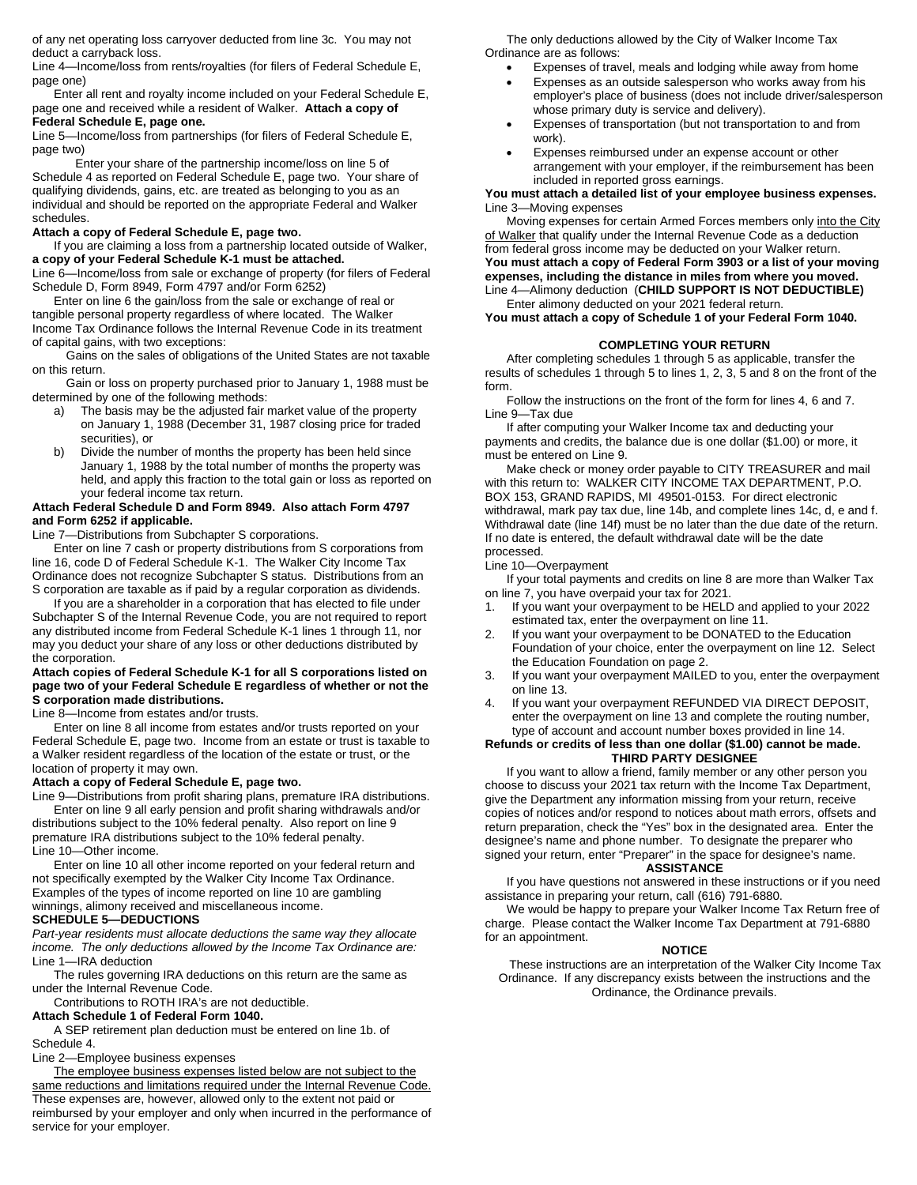of any net operating loss carryover deducted from line 3c. You may not deduct a carryback loss.

Line 4—Income/loss from rents/royalties (for filers of Federal Schedule E, page one)

Enter all rent and royalty income included on your Federal Schedule E, page one and received while a resident of Walker. **Attach a copy of Federal Schedule E, page one.**

Line 5—Income/loss from partnerships (for filers of Federal Schedule E, page two)

Enter your share of the partnership income/loss on line 5 of Schedule 4 as reported on Federal Schedule E, page two. Your share of qualifying dividends, gains, etc. are treated as belonging to you as an individual and should be reported on the appropriate Federal and Walker schedules.

**Attach a copy of Federal Schedule E, page two.**

If you are claiming a loss from a partnership located outside of Walker, **a copy of your Federal Schedule K-1 must be attached.**

Line 6—Income/loss from sale or exchange of property (for filers of Federal Schedule D, Form 8949, Form 4797 and/or Form 6252)

Enter on line 6 the gain/loss from the sale or exchange of real or tangible personal property regardless of where located. The Walker Income Tax Ordinance follows the Internal Revenue Code in its treatment of capital gains, with two exceptions:

Gains on the sales of obligations of the United States are not taxable on this return.

Gain or loss on property purchased prior to January 1, 1988 must be determined by one of the following methods:

a) The basis may be the adjusted fair market value of the property on January 1, 1988 (December 31, 1987 closing price for traded securities), or
b) Divide the number of months the property has been held since January 1, 1988 by the total number of months the property was held, and apply this fraction to the total gain or loss as reported on your federal income tax return.

**Attach Federal Schedule D and Form 8949. Also attach Form 4797 and Form 6252 if applicable.**

Line 7—Distributions from Subchapter S corporations.

Enter on line 7 cash or property distributions from S corporations from line 16, code D of Federal Schedule K-1. The Walker City Income Tax Ordinance does not recognize Subchapter S status. Distributions from an S corporation are taxable as if paid by a regular corporation as dividends.

If you are a shareholder in a corporation that has elected to file under Subchapter S of the Internal Revenue Code, you are not required to report any distributed income from Federal Schedule K-1 lines 1 through 11, nor may you deduct your share of any loss or other deductions distributed by the corporation.

**Attach copies of Federal Schedule K-1 for all S corporations listed on page two of your Federal Schedule E regardless of whether or not the S corporation made distributions.**

Line 8—Income from estates and/or trusts.

Enter on line 8 all income from estates and/or trusts reported on your Federal Schedule E, page two. Income from an estate or trust is taxable to a Walker resident regardless of the location of the estate or trust, or the location of property it may own.

**Attach a copy of Federal Schedule E, page two.**

Line 9—Distributions from profit sharing plans, premature IRA distributions.

Enter on line 9 all early pension and profit sharing withdrawals and/or distributions subject to the 10% federal penalty. Also report on line 9 premature IRA distributions subject to the 10% federal penalty.

Line 10—Other income.

Enter on line 10 all other income reported on your federal return and not specifically exempted by the Walker City Income Tax Ordinance. Examples of the types of income reported on line 10 are gambling winnings, alimony received and miscellaneous income.

**SCHEDULE 5—DEDUCTIONS**

*Part-year residents must allocate deductions the same way they allocate income. The only deductions allowed by the Income Tax Ordinance are:*

Line 1—IRA deduction

The rules governing IRA deductions on this return are the same as under the Internal Revenue Code.

Contributions to ROTH IRA's are not deductible.

**Attach Schedule 1 of Federal Form 1040.**

A SEP retirement plan deduction must be entered on line 1b. of Schedule 4.

Line 2—Employee business expenses

The employee business expenses listed below are not subject to the same reductions and limitations required under the Internal Revenue Code. These expenses are, however, allowed only to the extent not paid or reimbursed by your employer and only when incurred in the performance of service for your employer.

The only deductions allowed by the City of Walker Income Tax Ordinance are as follows:

- Expenses of travel, meals and lodging while away from home
- Expenses as an outside salesperson who works away from his employer's place of business (does not include driver/salesperson whose primary duty is service and delivery).
- Expenses of transportation (but not transportation to and from work).
- Expenses reimbursed under an expense account or other arrangement with your employer, if the reimbursement has been included in reported gross earnings.

**You must attach a detailed list of your employee business expenses.**

Line 3—Moving expenses

Moving expenses for certain Armed Forces members only into the City of Walker that qualify under the Internal Revenue Code as a deduction from federal gross income may be deducted on your Walker return. **You must attach a copy of Federal Form 3903 or a list of your moving expenses, including the distance in miles from where you moved.**

Line 4—Alimony deduction (**CHILD SUPPORT IS NOT DEDUCTIBLE)**

Enter alimony deducted on your 2021 federal return.

**You must attach a copy of Schedule 1 of your Federal Form 1040.**

**COMPLETING YOUR RETURN**

After completing schedules 1 through 5 as applicable, transfer the results of schedules 1 through 5 to lines 1, 2, 3, 5 and 8 on the front of the form.

Follow the instructions on the front of the form for lines 4, 6 and 7.

Line 9—Tax due

If after computing your Walker Income tax and deducting your payments and credits, the balance due is one dollar ($1.00) or more, it must be entered on Line 9.

Make check or money order payable to CITY TREASURER and mail with this return to: WALKER CITY INCOME TAX DEPARTMENT, P.O. BOX 153, GRAND RAPIDS, MI 49501-0153. For direct electronic withdrawal, mark pay tax due, line 14b, and complete lines 14c, d, e and f. Withdrawal date (line 14f) must be no later than the due date of the return. If no date is entered, the default withdrawal date will be the date processed.

Line 10—Overpayment

If your total payments and credits on line 8 are more than Walker Tax on line 7, you have overpaid your tax for 2021.

1. If you want your overpayment to be HELD and applied to your 2022 estimated tax, enter the overpayment on line 11.
2. If you want your overpayment to be DONATED to the Education Foundation of your choice, enter the overpayment on line 12. Select the Education Foundation on page 2.
3. If you want your overpayment MAILED to you, enter the overpayment on line 13.
4. If you want your overpayment REFUNDED VIA DIRECT DEPOSIT, enter the overpayment on line 13 and complete the routing number, type of account and account number boxes provided in line 14.

**Refunds or credits of less than one dollar ($1.00) cannot be made.**

**THIRD PARTY DESIGNEE**

If you want to allow a friend, family member or any other person you choose to discuss your 2021 tax return with the Income Tax Department, give the Department any information missing from your return, receive copies of notices and/or respond to notices about math errors, offsets and return preparation, check the "Yes" box in the designated area. Enter the designee's name and phone number. To designate the preparer who signed your return, enter "Preparer" in the space for designee's name.

**ASSISTANCE**

If you have questions not answered in these instructions or if you need assistance in preparing your return, call (616) 791-6880.

We would be happy to prepare your Walker Income Tax Return free of charge. Please contact the Walker Income Tax Department at 791-6880 for an appointment.

**NOTICE**

These instructions are an interpretation of the Walker City Income Tax Ordinance. If any discrepancy exists between the instructions and the Ordinance, the Ordinance prevails.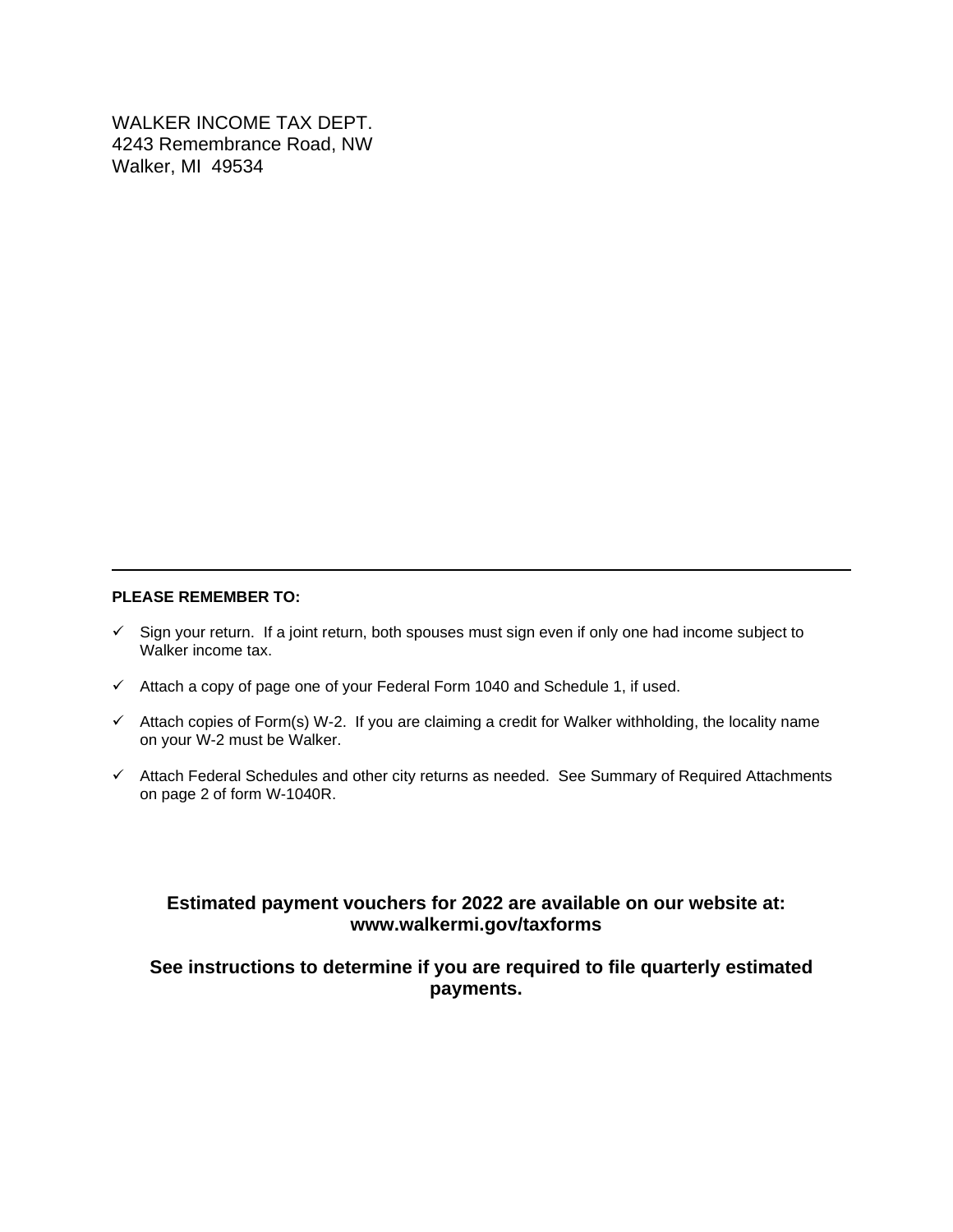WALKER INCOME TAX DEPT.
4243 Remembrance Road, NW
Walker, MI 49534

---

**PLEASE REMEMBER TO:**

- ✓ Sign your return. If a joint return, both spouses must sign even if only one had income subject to Walker income tax.
- ✓ Attach a copy of page one of your Federal Form 1040 and Schedule 1, if used.
- ✓ Attach copies of Form(s) W-2. If you are claiming a credit for Walker withholding, the locality name on your W-2 must be Walker.
- ✓ Attach Federal Schedules and other city returns as needed. See Summary of Required Attachments on page 2 of form W-1040R.

**Estimated payment vouchers for 2022 are available on our website at: www.walkermi.gov/taxforms**

**See instructions to determine if you are required to file quarterly estimated payments.**